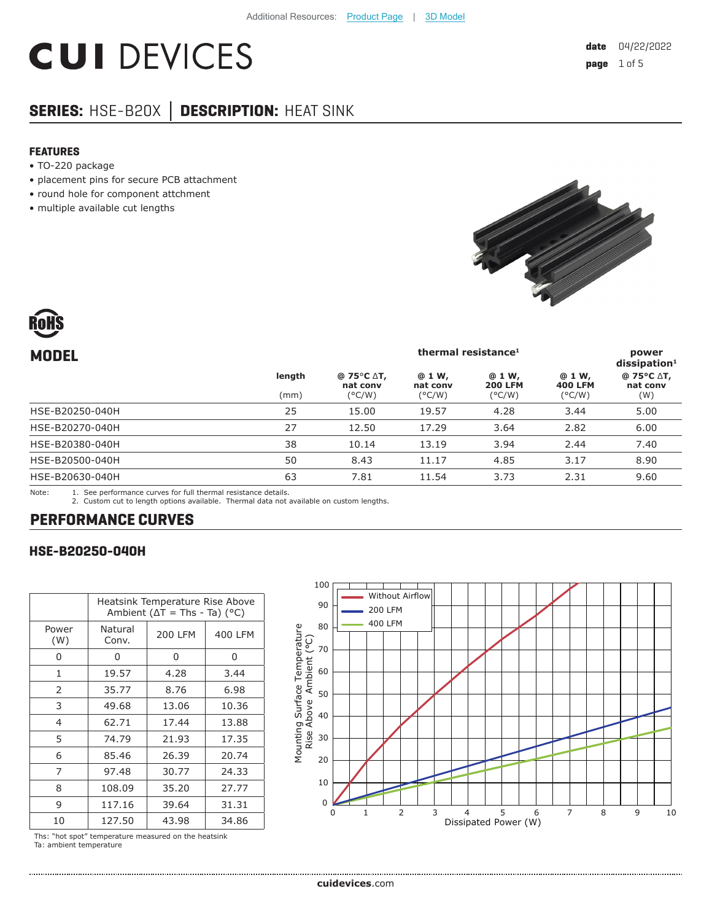Additional Resources: Product Page | 3D Model

# CUI DEVICES

**date** 04/22/2022

## SERIES: HSE-B20X | DESCRIPTION: HEAT SINK

### FEATURES

- TO-220 package
- placement pins for secure PCB attachment
- round hole for component attchment
- multiple available cut lengths

RoHS

## MODEL

| | length | thermal resistance[1] | | | | power dissipation[1] |
|---|---|---|---|---|---|---|
| | (mm) | @ 75°C ΔT, nat conv (°C/W) | @ 1 W, nat conv (°C/W) | @ 1 W, 200 LFM (°C/W) | @ 1 W, 400 LFM (°C/W) | @ 75°C ΔT, nat conv (W) |
| HSE-B20250-040H | 25 | 15.00 | 19.57 | 4.28 | 3.44 | 5.00 |
| HSE-B20270-040H | 27 | 12.50 | 17.29 | 3.64 | 2.82 | 6.00 |
| HSE-B20380-040H | 38 | 10.14 | 13.19 | 3.94 | 2.44 | 7.40 |
| HSE-B20500-040H | 50 | 8.43 | 11.17 | 4.85 | 3.17 | 8.90 |
| HSE-B20630-040H | 63 | 7.81 | 11.54 | 3.73 | 2.31 | 9.60 |

Note:
1. See performance curves for full thermal resistance details.
2. Custom cut to length options available. Thermal data not available on custom lengths.

## PERFORMANCE CURVES

### HSE-B20250-040H

| Power (W) | Heatsink Temperature Rise Above Ambient (ΔT = Ths - Ta) (°C) | | |
|---|---|---|---|
| | Natural Conv. | 200 LFM | 400 LFM |
| 0 | 0 | 0 | 0 |
| 1 | 19.57 | 4.28 | 3.44 |
| 2 | 35.77 | 8.76 | 6.98 |
| 3 | 49.68 | 13.06 | 10.36 |
| 4 | 62.71 | 17.44 | 13.88 |
| 5 | 74.79 | 21.93 | 17.35 |
| 6 | 85.46 | 26.39 | 20.74 |
| 7 | 97.48 | 30.77 | 24.33 |
| 8 | 108.09 | 35.20 | 27.77 |
| 9 | 117.16 | 39.64 | 31.31 |
| 10 | 127.50 | 43.98 | 34.86 |

Ths: "hot spot" temperature measured on the heatsink
Ta: ambient temperature

cuidevices.com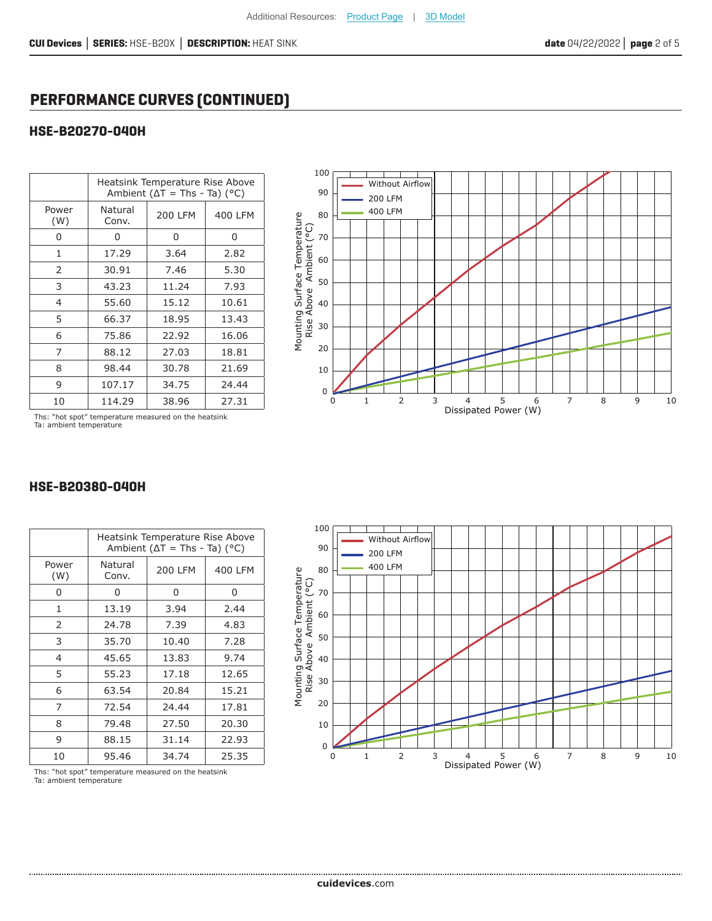## PERFORMANCE CURVES (CONTINUED)

### HSE-B20270-040H

| | Heatsink Temperature Rise Above Ambient (ΔT = Ths - Ta) (°C) | | |
|---|---|---|---|
| Power (W) | Natural Conv. | 200 LFM | 400 LFM |
| 0 | 0 | 0 | 0 |
| 1 | 17.29 | 3.64 | 2.82 |
| 2 | 30.91 | 7.46 | 5.30 |
| 3 | 43.23 | 11.24 | 7.93 |
| 4 | 55.60 | 15.12 | 10.61 |
| 5 | 66.37 | 18.95 | 13.43 |
| 6 | 75.86 | 22.92 | 16.06 |
| 7 | 88.12 | 27.03 | 18.81 |
| 8 | 98.44 | 30.78 | 21.69 |
| 9 | 107.17 | 34.75 | 24.44 |
| 10 | 114.29 | 38.96 | 27.31 |

Ths: "hot spot" temperature measured on the heatsink
Ta: ambient temperature

### HSE-B20380-040H

| | Heatsink Temperature Rise Above Ambient (ΔT = Ths - Ta) (°C) | | |
|---|---|---|---|
| Power (W) | Natural Conv. | 200 LFM | 400 LFM |
| 0 | 0 | 0 | 0 |
| 1 | 13.19 | 3.94 | 2.44 |
| 2 | 24.78 | 7.39 | 4.83 |
| 3 | 35.70 | 10.40 | 7.28 |
| 4 | 45.65 | 13.83 | 9.74 |
| 5 | 55.23 | 17.18 | 12.65 |
| 6 | 63.54 | 20.84 | 15.21 |
| 7 | 72.54 | 24.44 | 17.81 |
| 8 | 79.48 | 27.50 | 20.30 |
| 9 | 88.15 | 31.14 | 22.93 |
| 10 | 95.46 | 34.74 | 25.35 |

Ths: "hot spot" temperature measured on the heatsink
Ta: ambient temperature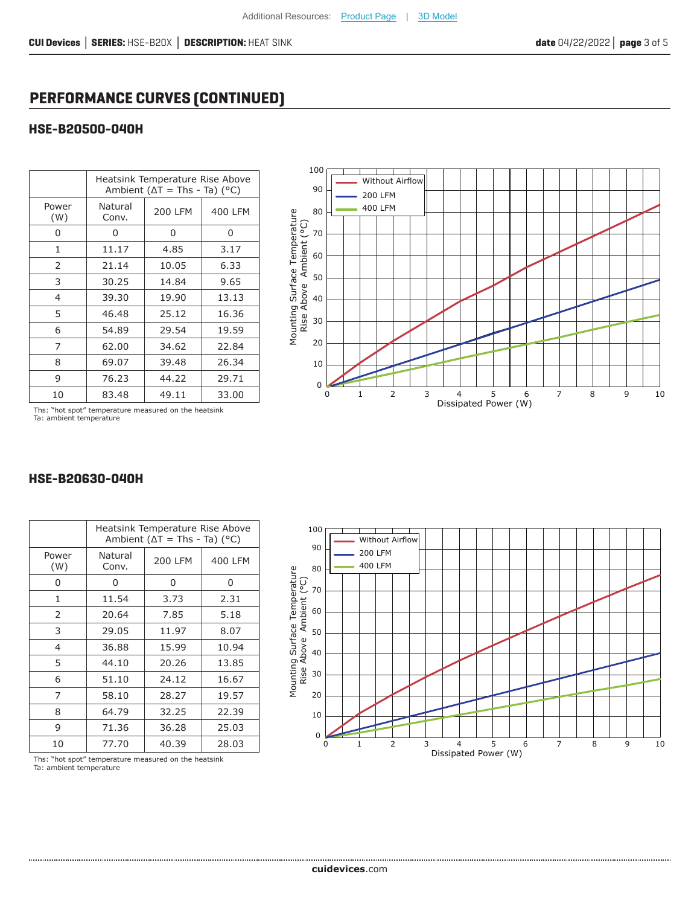# PERFORMANCE CURVES (CONTINUED)

## HSE-B20500-040H

| | Heatsink Temperature Rise Above Ambient (ΔT = Ths - Ta) (°C) | | |
|---|---|---|---|
| Power (W) | Natural Conv. | 200 LFM | 400 LFM |
| 0 | 0 | 0 | 0 |
| 1 | 11.17 | 4.85 | 3.17 |
| 2 | 21.14 | 10.05 | 6.33 |
| 3 | 30.25 | 14.84 | 9.65 |
| 4 | 39.30 | 19.90 | 13.13 |
| 5 | 46.48 | 25.12 | 16.36 |
| 6 | 54.89 | 29.54 | 19.59 |
| 7 | 62.00 | 34.62 | 22.84 |
| 8 | 69.07 | 39.48 | 26.34 |
| 9 | 76.23 | 44.22 | 29.71 |
| 10 | 83.48 | 49.11 | 33.00 |

Ths: "hot spot" temperature measured on the heatsink
Ta: ambient temperature

## HSE-B20630-040H

| | Heatsink Temperature Rise Above Ambient (ΔT = Ths - Ta) (°C) | | |
|---|---|---|---|
| Power (W) | Natural Conv. | 200 LFM | 400 LFM |
| 0 | 0 | 0 | 0 |
| 1 | 11.54 | 3.73 | 2.31 |
| 2 | 20.64 | 7.85 | 5.18 |
| 3 | 29.05 | 11.97 | 8.07 |
| 4 | 36.88 | 15.99 | 10.94 |
| 5 | 44.10 | 20.26 | 13.85 |
| 6 | 51.10 | 24.12 | 16.67 |
| 7 | 58.10 | 28.27 | 19.57 |
| 8 | 64.79 | 32.25 | 22.39 |
| 9 | 71.36 | 36.28 | 25.03 |
| 10 | 77.70 | 40.39 | 28.03 |

Ths: "hot spot" temperature measured on the heatsink
Ta: ambient temperature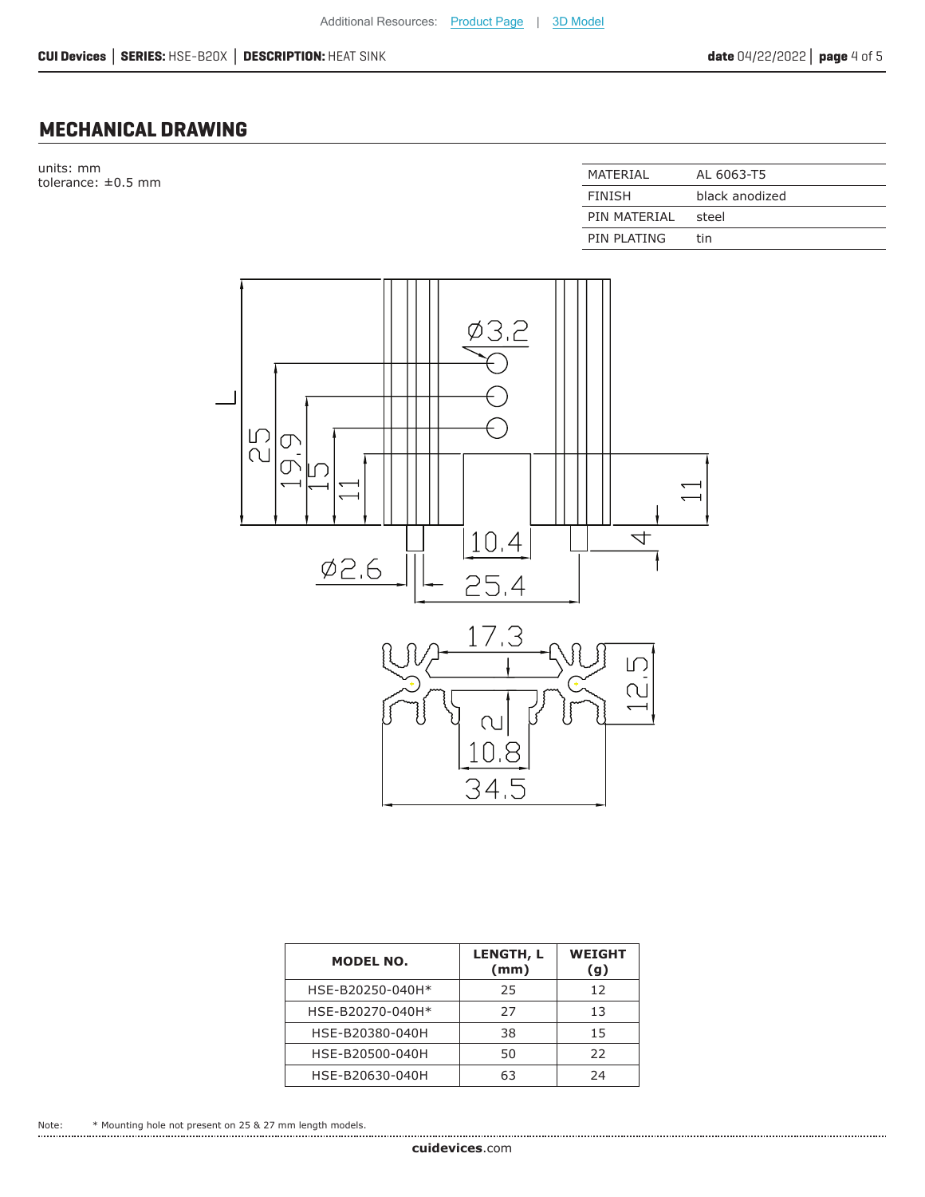Additional Resources: Product Page | 3D Model

## MECHANICAL DRAWING

units: mm
tolerance: ±0.5 mm

| MATERIAL | AL 6063-T5 |
|---|---|
| FINISH | black anodized |
| PIN MATERIAL | steel |
| PIN PLATING | tin |

| MODEL NO. | LENGTH, L (mm) | WEIGHT (g) |
|---|---|---|
| HSE-B20250-040H* | 25 | 12 |
| HSE-B20270-040H* | 27 | 13 |
| HSE-B20380-040H | 38 | 15 |
| HSE-B20500-040H | 50 | 22 |
| HSE-B20630-040H | 63 | 24 |

Note: * Mounting hole not present on 25 & 27 mm length models.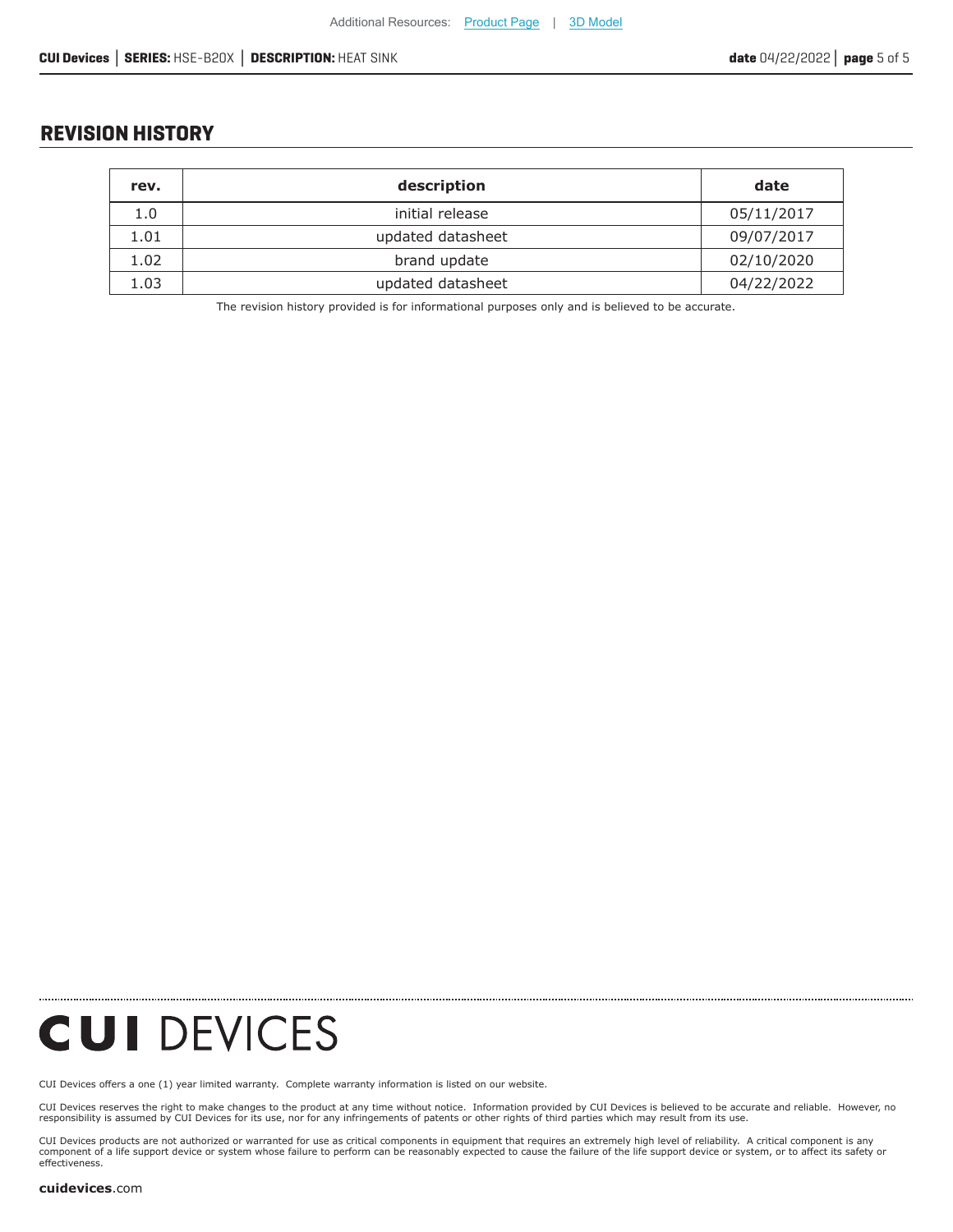## REVISION HISTORY

| rev. | description | date |
| --- | --- | --- |
| 1.0 | initial release | 05/11/2017 |
| 1.01 | updated datasheet | 09/07/2017 |
| 1.02 | brand update | 02/10/2020 |
| 1.03 | updated datasheet | 04/22/2022 |

The revision history provided is for informational purposes only and is believed to be accurate.

**CUI DEVICES**

CUI Devices offers a one (1) year limited warranty. Complete warranty information is listed on our website.

CUI Devices reserves the right to make changes to the product at any time without notice. Information provided by CUI Devices is believed to be accurate and reliable. However, no responsibility is assumed by CUI Devices for its use, nor for any infringements of patents or other rights of third parties which may result from its use.

CUI Devices products are not authorized or warranted for use as critical components in equipment that requires an extremely high level of reliability. A critical component is any component of a life support device or system whose failure to perform can be reasonably expected to cause the failure of the life support device or system, or to affect its safety or effectiveness.

**cuidevices**.com